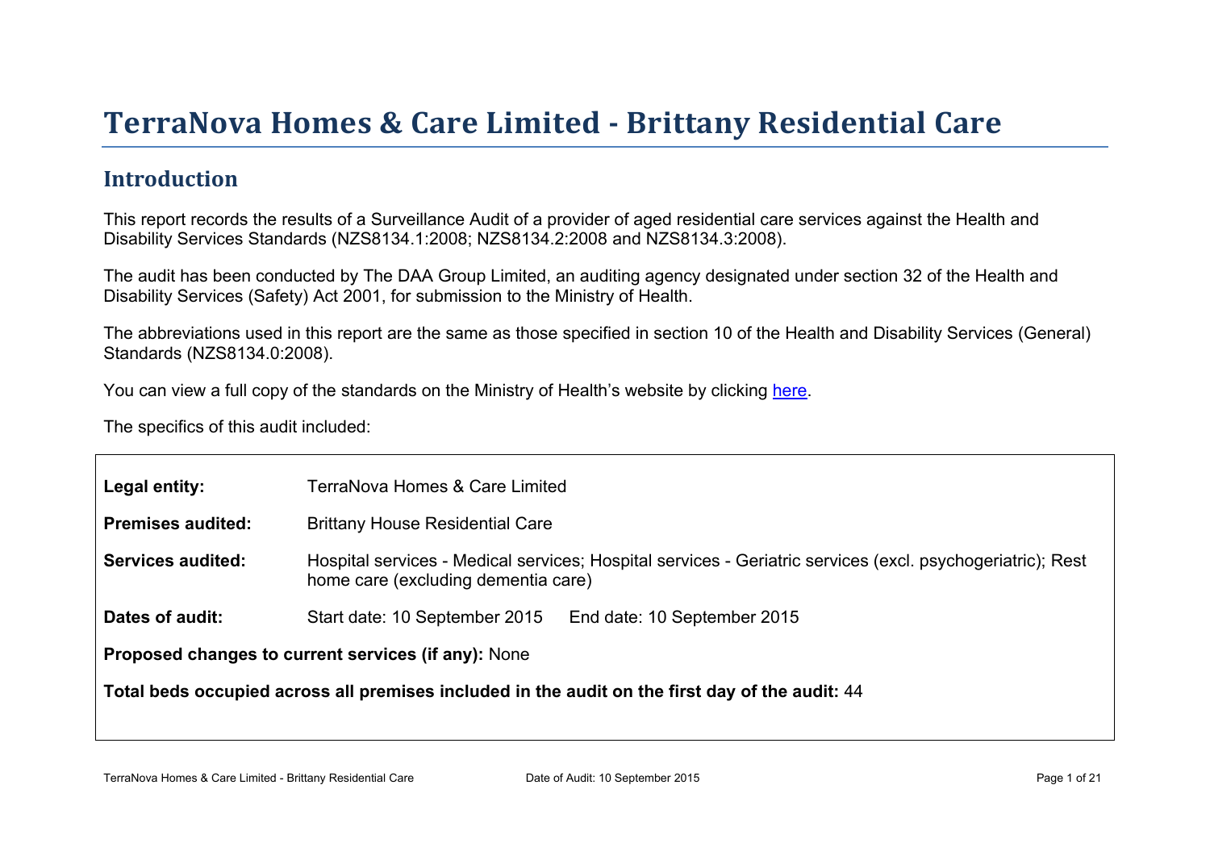# TerraNova Homes & Care Limited - Brittany Residential Care

## Introduction

This report records the results of a Surveillance Audit of a provider of aged residential care services against the Health and Disability Services Standards (NZS8134.1:2008; NZS8134.2:2008 and NZS8134.3:2008).

The audit has been conducted by The DAA Group Limited, an auditing agency designated under section 32 of the Health and Disability Services (Safety) Act 2001, for submission to the Ministry of Health.

The abbreviations used in this report are the same as those specified in section 10 of the Health and Disability Services (General) Standards (NZS8134.0:2008).

You can view a full copy of the standards on the Ministry of Health's website by clicking here.

The specifics of this audit included:

| | |
|---|---|
| **Legal entity:** | TerraNova Homes & Care Limited |
| **Premises audited:** | Brittany House Residential Care |
| **Services audited:** | Hospital services - Medical services; Hospital services - Geriatric services (excl. psychogeriatric); Rest home care (excluding dementia care) |
| **Dates of audit:** | Start date: 10 September 2015 End date: 10 September 2015 |

**Proposed changes to current services (if any):** None

**Total beds occupied across all premises included in the audit on the first day of the audit:** 44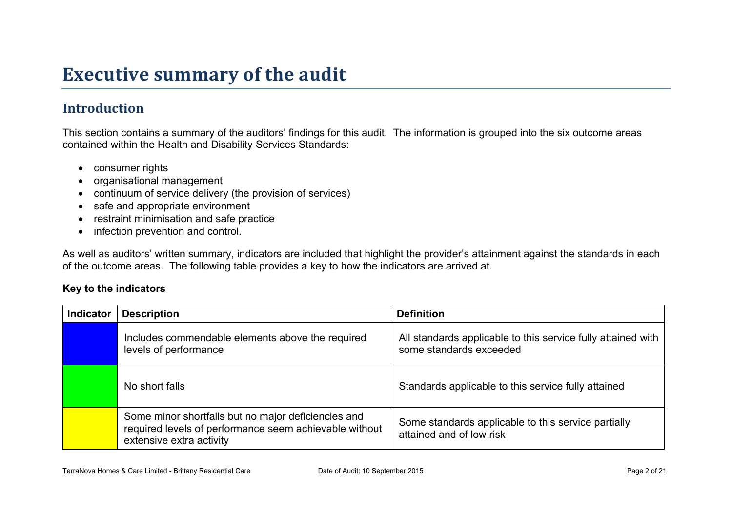# Executive summary of the audit

## Introduction

This section contains a summary of the auditors' findings for this audit. The information is grouped into the six outcome areas contained within the Health and Disability Services Standards:

- consumer rights
- organisational management
- continuum of service delivery (the provision of services)
- safe and appropriate environment
- restraint minimisation and safe practice
- infection prevention and control.

As well as auditors' written summary, indicators are included that highlight the provider's attainment against the standards in each of the outcome areas. The following table provides a key to how the indicators are arrived at.

**Key to the indicators**

| Indicator | Description | Definition |
| --- | --- | --- |
| | Includes commendable elements above the required levels of performance | All standards applicable to this service fully attained with some standards exceeded |
| | No short falls | Standards applicable to this service fully attained |
| | Some minor shortfalls but no major deficiencies and required levels of performance seem achievable without extensive extra activity | Some standards applicable to this service partially attained and of low risk |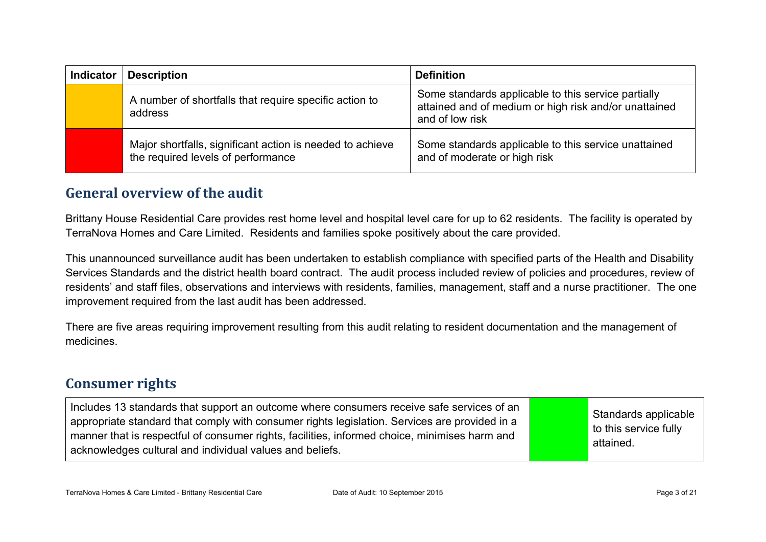| Indicator | Description | Definition |
| --- | --- | --- |
|  | A number of shortfalls that require specific action to address | Some standards applicable to this service partially attained and of medium or high risk and/or unattained and of low risk |
|  | Major shortfalls, significant action is needed to achieve the required levels of performance | Some standards applicable to this service unattained and of moderate or high risk |

## General overview of the audit

Brittany House Residential Care provides rest home level and hospital level care for up to 62 residents. The facility is operated by TerraNova Homes and Care Limited. Residents and families spoke positively about the care provided.

This unannounced surveillance audit has been undertaken to establish compliance with specified parts of the Health and Disability Services Standards and the district health board contract. The audit process included review of policies and procedures, review of residents' and staff files, observations and interviews with residents, families, management, staff and a nurse practitioner. The one improvement required from the last audit has been addressed.

There are five areas requiring improvement resulting from this audit relating to resident documentation and the management of medicines.

## Consumer rights

| | | |
| --- | --- | --- |
| Includes 13 standards that support an outcome where consumers receive safe services of an appropriate standard that comply with consumer rights legislation. Services are provided in a manner that is respectful of consumer rights, facilities, informed choice, minimises harm and acknowledges cultural and individual values and beliefs. |  | Standards applicable to this service fully attained. |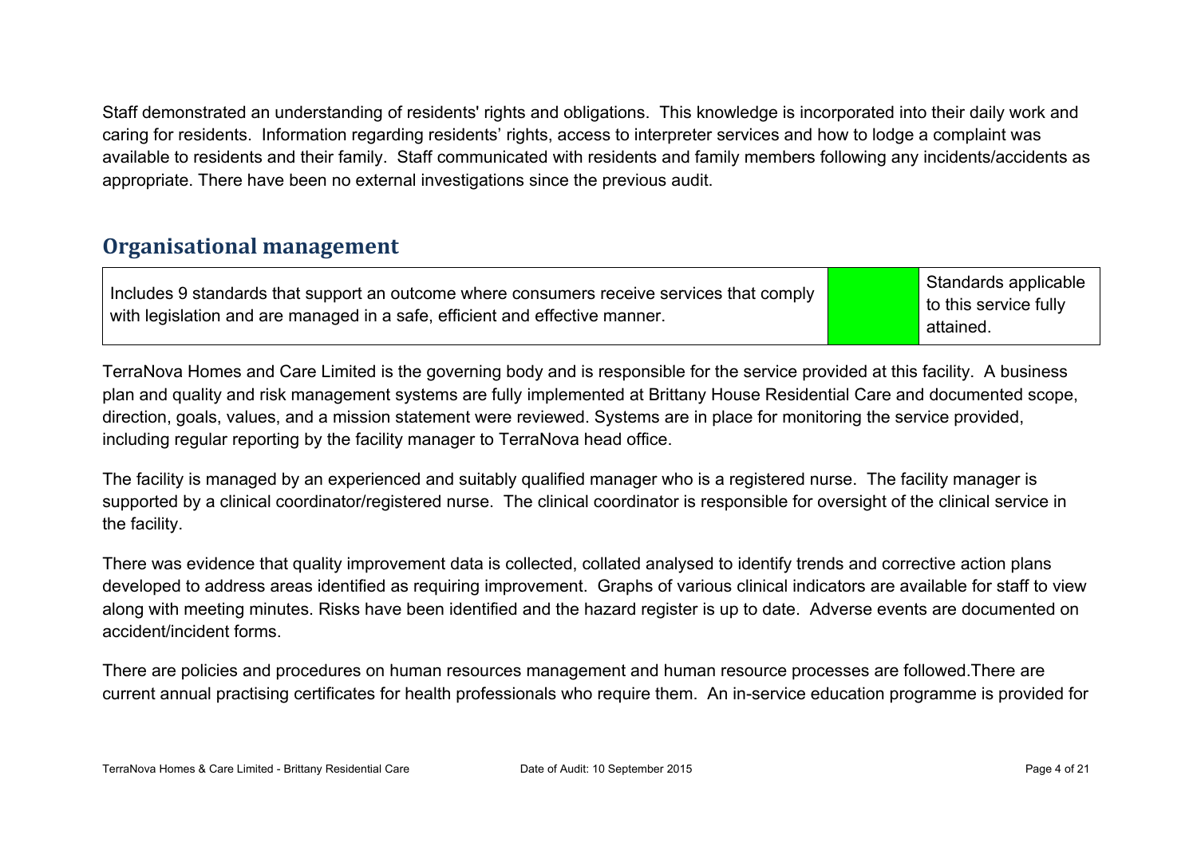Staff demonstrated an understanding of residents' rights and obligations.  This knowledge is incorporated into their daily work and caring for residents.  Information regarding residents' rights, access to interpreter services and how to lodge a complaint was available to residents and their family.  Staff communicated with residents and family members following any incidents/accidents as appropriate. There have been no external investigations since the previous audit.

## Organisational management

| Includes 9 standards that support an outcome where consumers receive services that comply with legislation and are managed in a safe, efficient and effective manner. | | Standards applicable to this service fully attained. |
|---|---|---|

TerraNova Homes and Care Limited is the governing body and is responsible for the service provided at this facility.  A business plan and quality and risk management systems are fully implemented at Brittany House Residential Care and documented scope, direction, goals, values, and a mission statement were reviewed. Systems are in place for monitoring the service provided, including regular reporting by the facility manager to TerraNova head office.

The facility is managed by an experienced and suitably qualified manager who is a registered nurse.  The facility manager is supported by a clinical coordinator/registered nurse.  The clinical coordinator is responsible for oversight of the clinical service in the facility.

There was evidence that quality improvement data is collected, collated analysed to identify trends and corrective action plans developed to address areas identified as requiring improvement.  Graphs of various clinical indicators are available for staff to view along with meeting minutes. Risks have been identified and the hazard register is up to date.  Adverse events are documented on accident/incident forms.

There are policies and procedures on human resources management and human resource processes are followed.There are current annual practising certificates for health professionals who require them.  An in-service education programme is provided for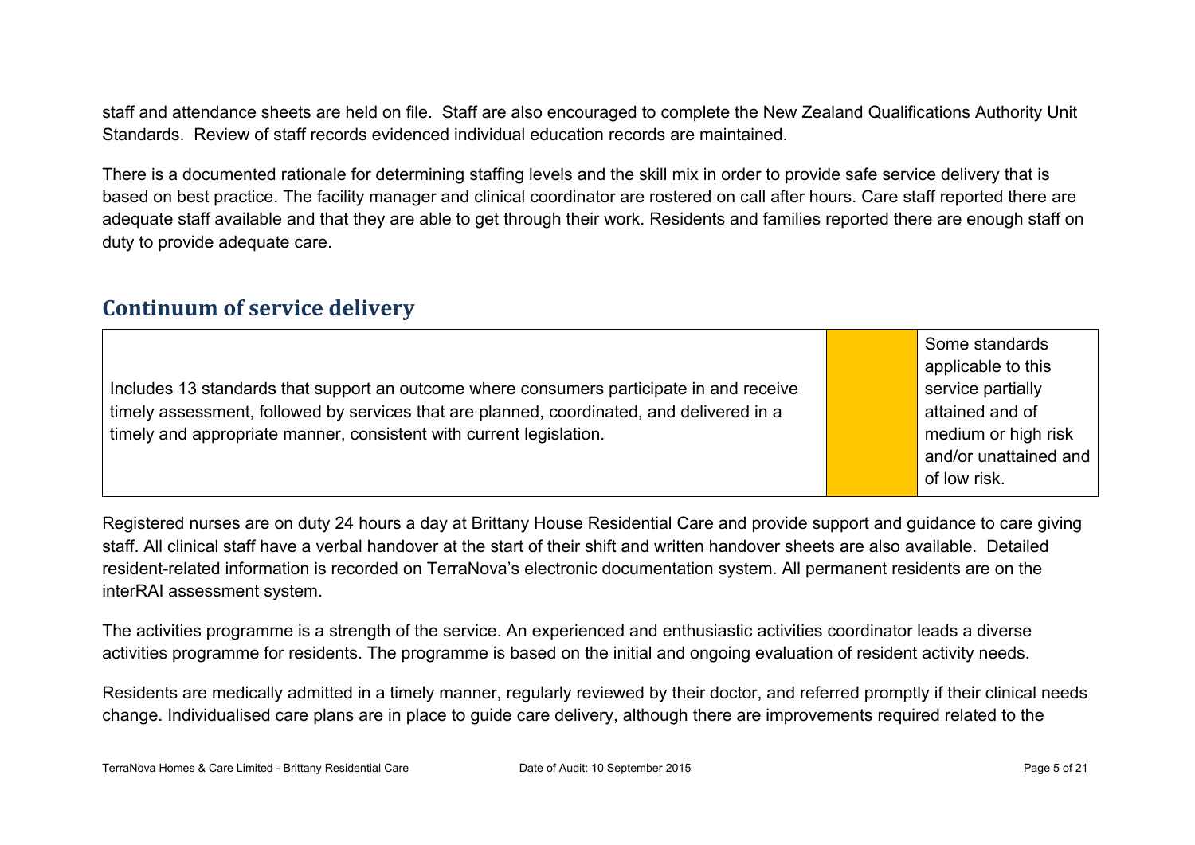staff and attendance sheets are held on file. Staff are also encouraged to complete the New Zealand Qualifications Authority Unit Standards. Review of staff records evidenced individual education records are maintained.

There is a documented rationale for determining staffing levels and the skill mix in order to provide safe service delivery that is based on best practice. The facility manager and clinical coordinator are rostered on call after hours. Care staff reported there are adequate staff available and that they are able to get through their work. Residents and families reported there are enough staff on duty to provide adequate care.

## Continuum of service delivery

| Includes 13 standards that support an outcome where consumers participate in and receive timely assessment, followed by services that are planned, coordinated, and delivered in a timely and appropriate manner, consistent with current legislation. | | Some standards applicable to this service partially attained and of medium or high risk and/or unattained and of low risk. |
|---|---|---|

Registered nurses are on duty 24 hours a day at Brittany House Residential Care and provide support and guidance to care giving staff. All clinical staff have a verbal handover at the start of their shift and written handover sheets are also available. Detailed resident-related information is recorded on TerraNova's electronic documentation system. All permanent residents are on the interRAI assessment system.

The activities programme is a strength of the service. An experienced and enthusiastic activities coordinator leads a diverse activities programme for residents. The programme is based on the initial and ongoing evaluation of resident activity needs.

Residents are medically admitted in a timely manner, regularly reviewed by their doctor, and referred promptly if their clinical needs change. Individualised care plans are in place to guide care delivery, although there are improvements required related to the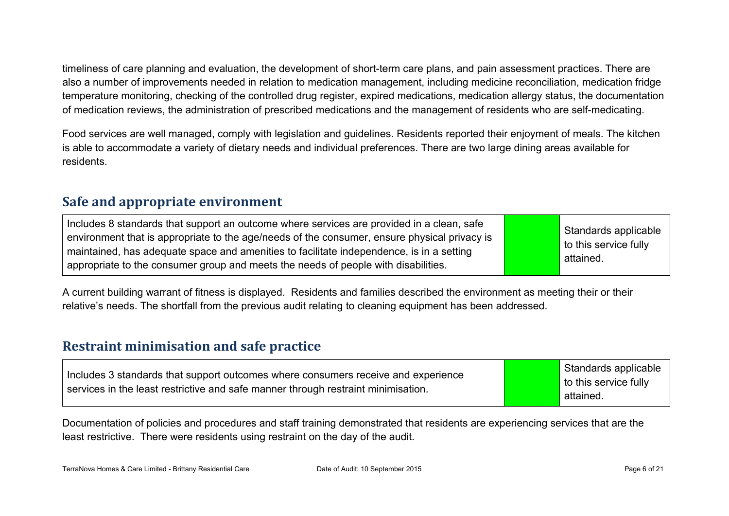timeliness of care planning and evaluation, the development of short-term care plans, and pain assessment practices. There are also a number of improvements needed in relation to medication management, including medicine reconciliation, medication fridge temperature monitoring, checking of the controlled drug register, expired medications, medication allergy status, the documentation of medication reviews, the administration of prescribed medications and the management of residents who are self-medicating.

Food services are well managed, comply with legislation and guidelines. Residents reported their enjoyment of meals. The kitchen is able to accommodate a variety of dietary needs and individual preferences. There are two large dining areas available for residents.

## Safe and appropriate environment

| | | |
|---|---|---|
| Includes 8 standards that support an outcome where services are provided in a clean, safe environment that is appropriate to the age/needs of the consumer, ensure physical privacy is maintained, has adequate space and amenities to facilitate independence, is in a setting appropriate to the consumer group and meets the needs of people with disabilities. | | Standards applicable to this service fully attained. |

A current building warrant of fitness is displayed. Residents and families described the environment as meeting their or their relative's needs. The shortfall from the previous audit relating to cleaning equipment has been addressed.

## Restraint minimisation and safe practice

| | | |
|---|---|---|
| Includes 3 standards that support outcomes where consumers receive and experience services in the least restrictive and safe manner through restraint minimisation. | | Standards applicable to this service fully attained. |

Documentation of policies and procedures and staff training demonstrated that residents are experiencing services that are the least restrictive. There were residents using restraint on the day of the audit.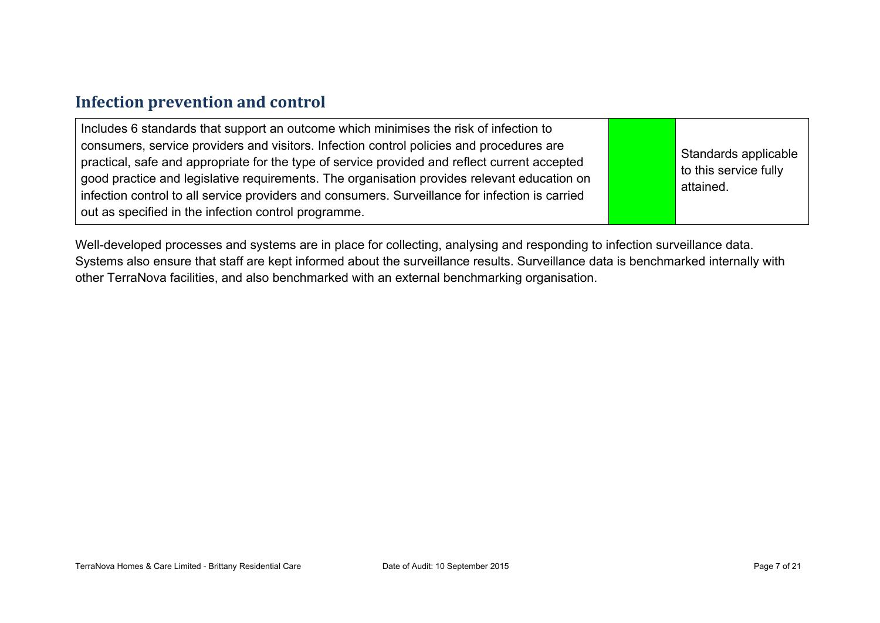## Infection prevention and control

| Includes 6 standards that support an outcome which minimises the risk of infection to consumers, service providers and visitors. Infection control policies and procedures are practical, safe and appropriate for the type of service provided and reflect current accepted good practice and legislative requirements. The organisation provides relevant education on infection control to all service providers and consumers. Surveillance for infection is carried out as specified in the infection control programme. | | Standards applicable to this service fully attained. |
|---|---|---|

Well-developed processes and systems are in place for collecting, analysing and responding to infection surveillance data. Systems also ensure that staff are kept informed about the surveillance results. Surveillance data is benchmarked internally with other TerraNova facilities, and also benchmarked with an external benchmarking organisation.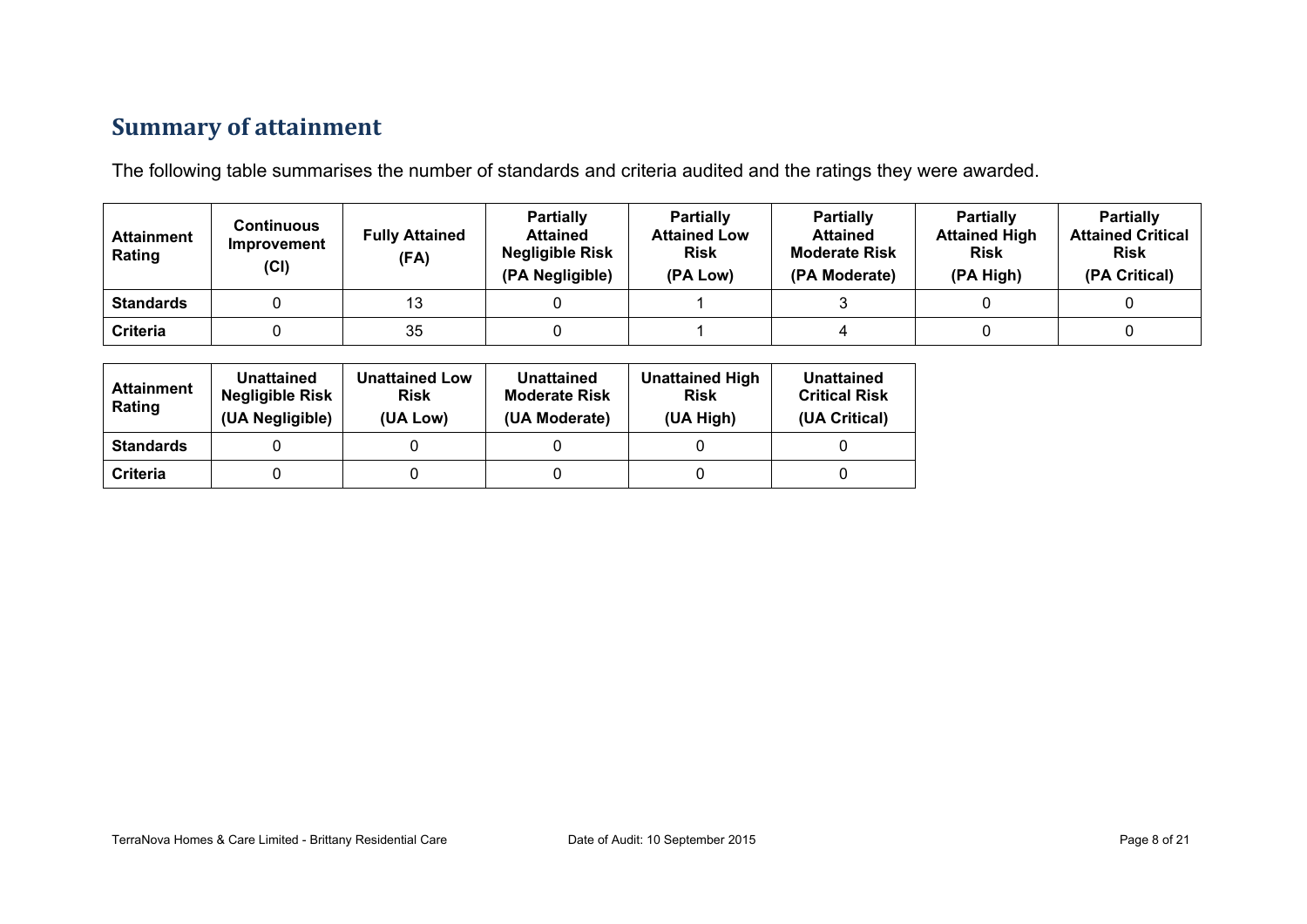## Summary of attainment

The following table summarises the number of standards and criteria audited and the ratings they were awarded.

| Attainment Rating | Continuous Improvement (CI) | Fully Attained (FA) | Partially Attained Negligible Risk (PA Negligible) | Partially Attained Low Risk (PA Low) | Partially Attained Moderate Risk (PA Moderate) | Partially Attained High Risk (PA High) | Partially Attained Critical Risk (PA Critical) |
|---|---|---|---|---|---|---|---|
| **Standards** | 0 | 13 | 0 | 1 | 3 | 0 | 0 |
| **Criteria** | 0 | 35 | 0 | 1 | 4 | 0 | 0 |

| Attainment Rating | Unattained Negligible Risk (UA Negligible) | Unattained Low Risk (UA Low) | Unattained Moderate Risk (UA Moderate) | Unattained High Risk (UA High) | Unattained Critical Risk (UA Critical) |
|---|---|---|---|---|---|
| **Standards** | 0 | 0 | 0 | 0 | 0 |
| **Criteria** | 0 | 0 | 0 | 0 | 0 |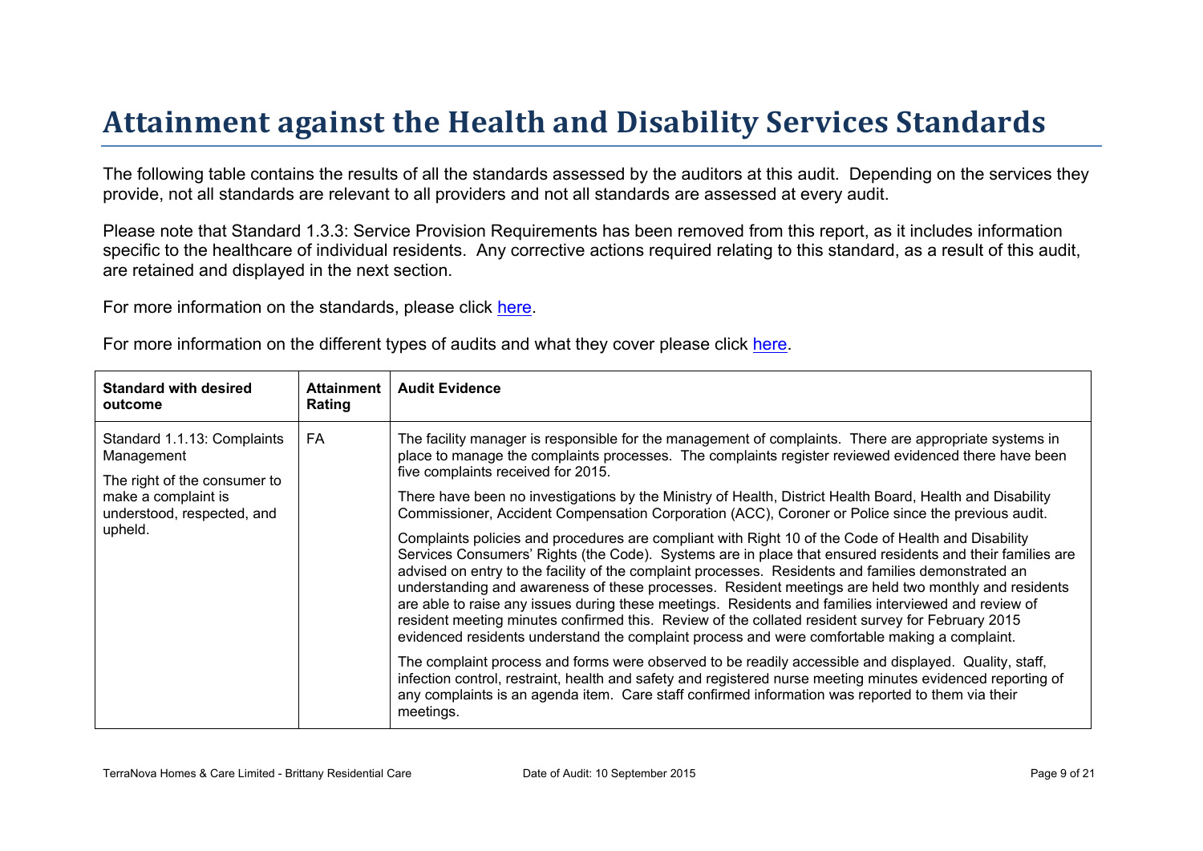# Attainment against the Health and Disability Services Standards

The following table contains the results of all the standards assessed by the auditors at this audit. Depending on the services they provide, not all standards are relevant to all providers and not all standards are assessed at every audit.

Please note that Standard 1.3.3: Service Provision Requirements has been removed from this report, as it includes information specific to the healthcare of individual residents. Any corrective actions required relating to this standard, as a result of this audit, are retained and displayed in the next section.

For more information on the standards, please click here.

For more information on the different types of audits and what they cover please click here.

| Standard with desired outcome | Attainment Rating | Audit Evidence |
|---|---|---|
| Standard 1.1.13: Complaints Management<br><br>The right of the consumer to make a complaint is understood, respected, and upheld. | FA | The facility manager is responsible for the management of complaints. There are appropriate systems in place to manage the complaints processes. The complaints register reviewed evidenced there have been five complaints received for 2015.<br><br>There have been no investigations by the Ministry of Health, District Health Board, Health and Disability Commissioner, Accident Compensation Corporation (ACC), Coroner or Police since the previous audit.<br><br>Complaints policies and procedures are compliant with Right 10 of the Code of Health and Disability Services Consumers' Rights (the Code). Systems are in place that ensured residents and their families are advised on entry to the facility of the complaint processes. Residents and families demonstrated an understanding and awareness of these processes. Resident meetings are held two monthly and residents are able to raise any issues during these meetings. Residents and families interviewed and review of resident meeting minutes confirmed this. Review of the collated resident survey for February 2015 evidenced residents understand the complaint process and were comfortable making a complaint.<br><br>The complaint process and forms were observed to be readily accessible and displayed. Quality, staff, infection control, restraint, health and safety and registered nurse meeting minutes evidenced reporting of any complaints is an agenda item. Care staff confirmed information was reported to them via their meetings. |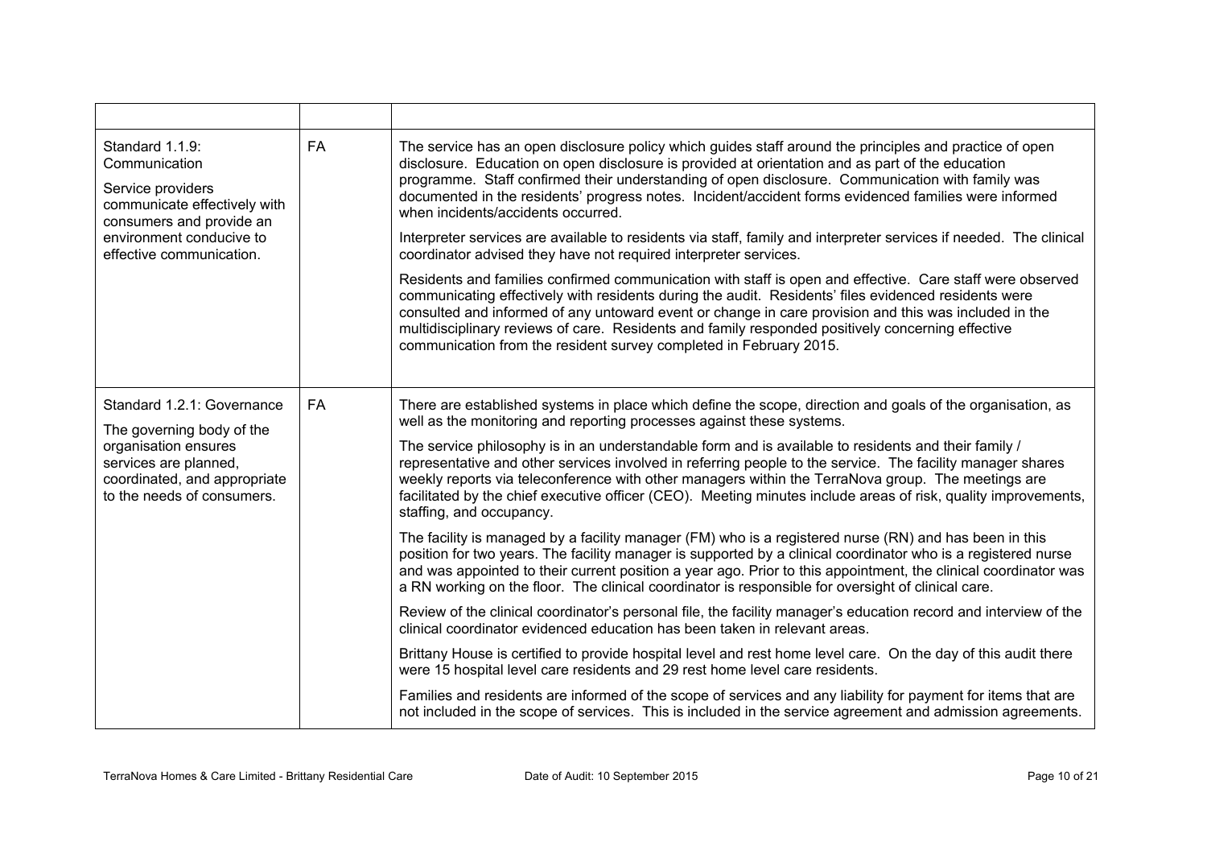| | | |
|---|---|---|
| Standard 1.1.9: Communication<br><br>Service providers communicate effectively with consumers and provide an environment conducive to effective communication. | FA | The service has an open disclosure policy which guides staff around the principles and practice of open disclosure. Education on open disclosure is provided at orientation and as part of the education programme. Staff confirmed their understanding of open disclosure. Communication with family was documented in the residents' progress notes. Incident/accident forms evidenced families were informed when incidents/accidents occurred.<br><br>Interpreter services are available to residents via staff, family and interpreter services if needed. The clinical coordinator advised they have not required interpreter services.<br><br>Residents and families confirmed communication with staff is open and effective. Care staff were observed communicating effectively with residents during the audit. Residents' files evidenced residents were consulted and informed of any untoward event or change in care provision and this was included in the multidisciplinary reviews of care. Residents and family responded positively concerning effective communication from the resident survey completed in February 2015. |
| Standard 1.2.1: Governance<br><br>The governing body of the organisation ensures services are planned, coordinated, and appropriate to the needs of consumers. | FA | There are established systems in place which define the scope, direction and goals of the organisation, as well as the monitoring and reporting processes against these systems.<br><br>The service philosophy is in an understandable form and is available to residents and their family / representative and other services involved in referring people to the service. The facility manager shares weekly reports via teleconference with other managers within the TerraNova group. The meetings are facilitated by the chief executive officer (CEO). Meeting minutes include areas of risk, quality improvements, staffing, and occupancy.<br><br>The facility is managed by a facility manager (FM) who is a registered nurse (RN) and has been in this position for two years. The facility manager is supported by a clinical coordinator who is a registered nurse and was appointed to their current position a year ago. Prior to this appointment, the clinical coordinator was a RN working on the floor. The clinical coordinator is responsible for oversight of clinical care.<br><br>Review of the clinical coordinator's personal file, the facility manager's education record and interview of the clinical coordinator evidenced education has been taken in relevant areas.<br><br>Brittany House is certified to provide hospital level and rest home level care. On the day of this audit there were 15 hospital level care residents and 29 rest home level care residents.<br><br>Families and residents are informed of the scope of services and any liability for payment for items that are not included in the scope of services. This is included in the service agreement and admission agreements. |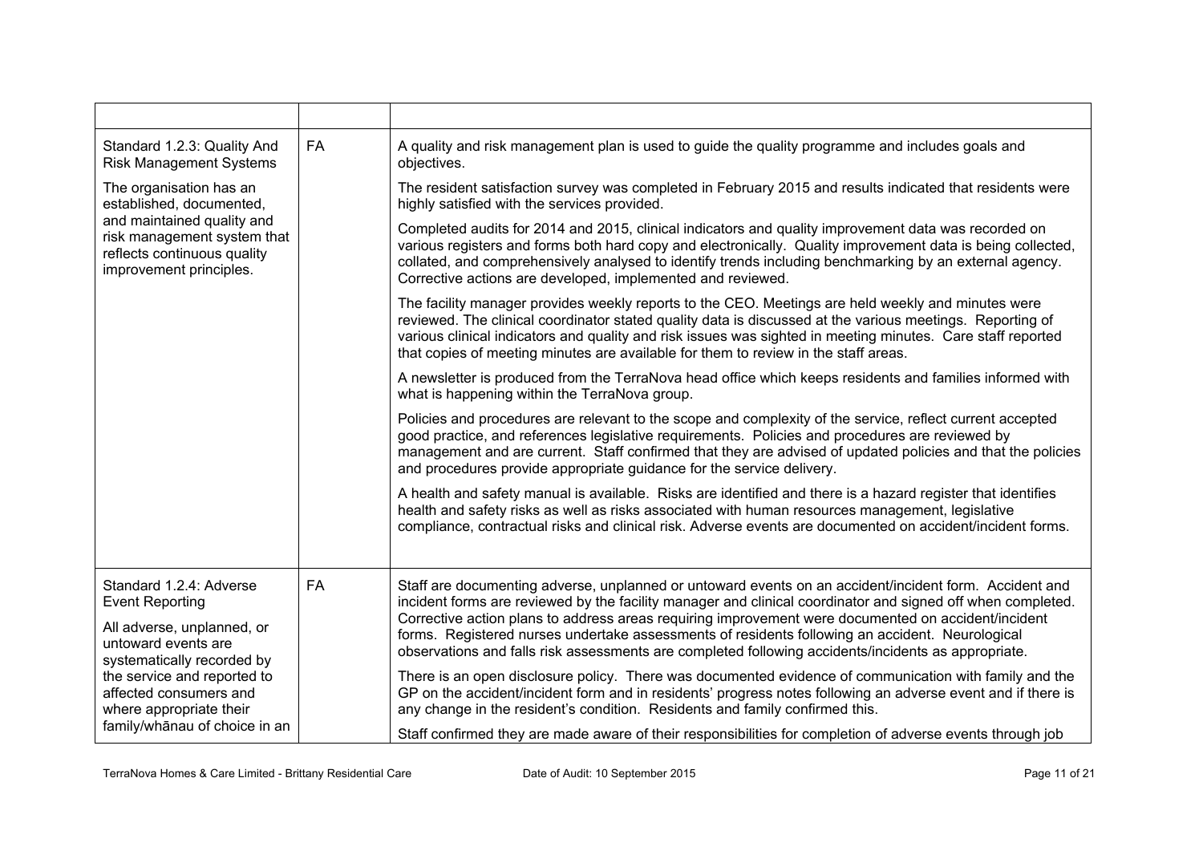|  |  |  |
|---|---|---|
| Standard 1.2.3: Quality And Risk Management Systems<br><br>The organisation has an established, documented, and maintained quality and risk management system that reflects continuous quality improvement principles. | FA | A quality and risk management plan is used to guide the quality programme and includes goals and objectives.<br><br>The resident satisfaction survey was completed in February 2015 and results indicated that residents were highly satisfied with the services provided.<br><br>Completed audits for 2014 and 2015, clinical indicators and quality improvement data was recorded on various registers and forms both hard copy and electronically. Quality improvement data is being collected, collated, and comprehensively analysed to identify trends including benchmarking by an external agency. Corrective actions are developed, implemented and reviewed.<br><br>The facility manager provides weekly reports to the CEO. Meetings are held weekly and minutes were reviewed. The clinical coordinator stated quality data is discussed at the various meetings. Reporting of various clinical indicators and quality and risk issues was sighted in meeting minutes. Care staff reported that copies of meeting minutes are available for them to review in the staff areas.<br><br>A newsletter is produced from the TerraNova head office which keeps residents and families informed with what is happening within the TerraNova group.<br><br>Policies and procedures are relevant to the scope and complexity of the service, reflect current accepted good practice, and references legislative requirements. Policies and procedures are reviewed by management and are current. Staff confirmed that they are advised of updated policies and that the policies and procedures provide appropriate guidance for the service delivery.<br><br>A health and safety manual is available. Risks are identified and there is a hazard register that identifies health and safety risks as well as risks associated with human resources management, legislative compliance, contractual risks and clinical risk. Adverse events are documented on accident/incident forms. |
| Standard 1.2.4: Adverse Event Reporting<br><br>All adverse, unplanned, or untoward events are systematically recorded by the service and reported to affected consumers and where appropriate their family/whānau of choice in an | FA | Staff are documenting adverse, unplanned or untoward events on an accident/incident form. Accident and incident forms are reviewed by the facility manager and clinical coordinator and signed off when completed. Corrective action plans to address areas requiring improvement were documented on accident/incident forms. Registered nurses undertake assessments of residents following an accident. Neurological observations and falls risk assessments are completed following accidents/incidents as appropriate.<br><br>There is an open disclosure policy. There was documented evidence of communication with family and the GP on the accident/incident form and in residents' progress notes following an adverse event and if there is any change in the resident's condition. Residents and family confirmed this.<br><br>Staff confirmed they are made aware of their responsibilities for completion of adverse events through job |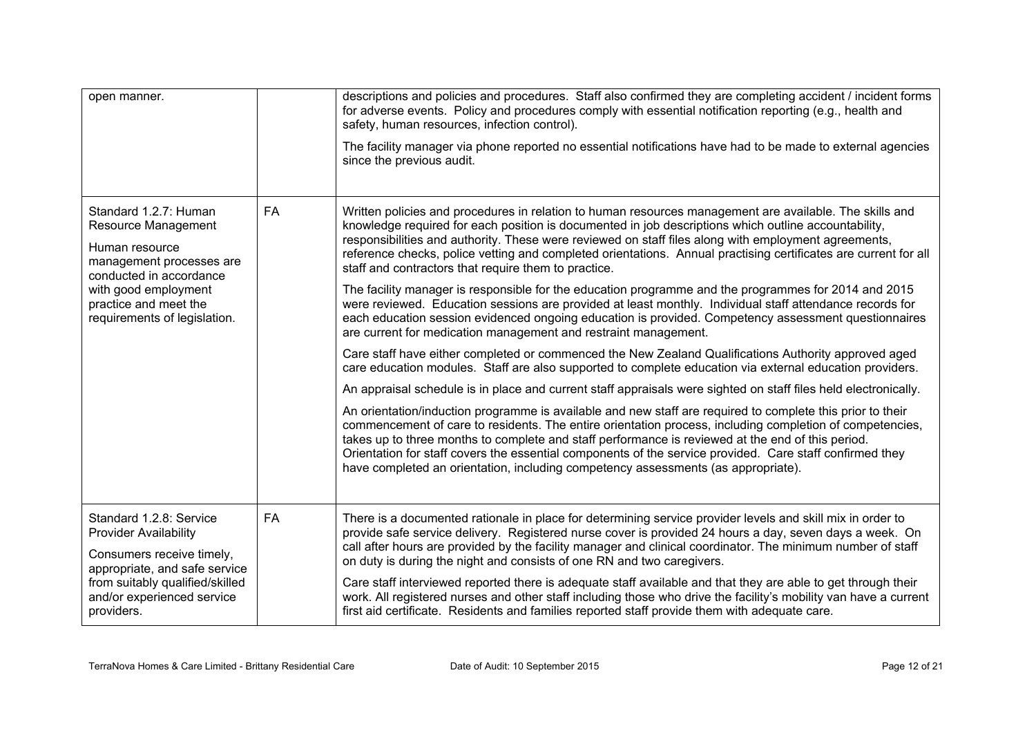| | | |
|---|---|---|
| open manner. | | descriptions and policies and procedures. Staff also confirmed they are completing accident / incident forms for adverse events. Policy and procedures comply with essential notification reporting (e.g., health and safety, human resources, infection control).<br><br>The facility manager via phone reported no essential notifications have had to be made to external agencies since the previous audit. |
| Standard 1.2.7: Human Resource Management<br><br>Human resource management processes are conducted in accordance with good employment practice and meet the requirements of legislation. | FA | Written policies and procedures in relation to human resources management are available. The skills and knowledge required for each position is documented in job descriptions which outline accountability, responsibilities and authority. These were reviewed on staff files along with employment agreements, reference checks, police vetting and completed orientations. Annual practising certificates are current for all staff and contractors that require them to practice.<br><br>The facility manager is responsible for the education programme and the programmes for 2014 and 2015 were reviewed. Education sessions are provided at least monthly. Individual staff attendance records for each education session evidenced ongoing education is provided. Competency assessment questionnaires are current for medication management and restraint management.<br><br>Care staff have either completed or commenced the New Zealand Qualifications Authority approved aged care education modules. Staff are also supported to complete education via external education providers.<br><br>An appraisal schedule is in place and current staff appraisals were sighted on staff files held electronically.<br><br>An orientation/induction programme is available and new staff are required to complete this prior to their commencement of care to residents. The entire orientation process, including completion of competencies, takes up to three months to complete and staff performance is reviewed at the end of this period. Orientation for staff covers the essential components of the service provided. Care staff confirmed they have completed an orientation, including competency assessments (as appropriate). |
| Standard 1.2.8: Service Provider Availability<br><br>Consumers receive timely, appropriate, and safe service from suitably qualified/skilled and/or experienced service providers. | FA | There is a documented rationale in place for determining service provider levels and skill mix in order to provide safe service delivery. Registered nurse cover is provided 24 hours a day, seven days a week. On call after hours are provided by the facility manager and clinical coordinator. The minimum number of staff on duty is during the night and consists of one RN and two caregivers.<br><br>Care staff interviewed reported there is adequate staff available and that they are able to get through their work. All registered nurses and other staff including those who drive the facility's mobility van have a current first aid certificate. Residents and families reported staff provide them with adequate care. |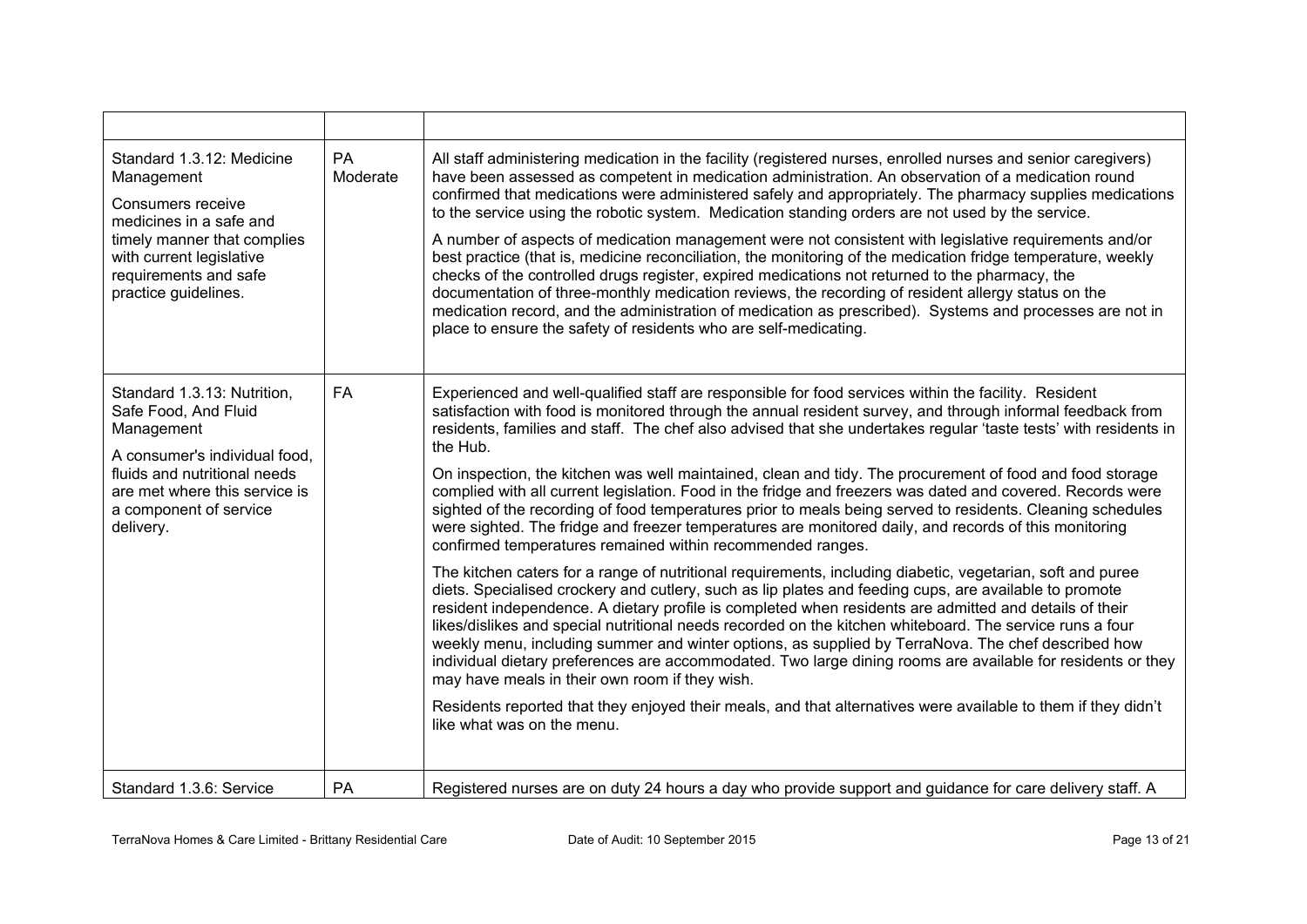| | | |
|---|---|---|
| Standard 1.3.12: Medicine Management<br><br>Consumers receive medicines in a safe and timely manner that complies with current legislative requirements and safe practice guidelines. | PA Moderate | All staff administering medication in the facility (registered nurses, enrolled nurses and senior caregivers) have been assessed as competent in medication administration. An observation of a medication round confirmed that medications were administered safely and appropriately. The pharmacy supplies medications to the service using the robotic system. Medication standing orders are not used by the service.<br><br>A number of aspects of medication management were not consistent with legislative requirements and/or best practice (that is, medicine reconciliation, the monitoring of the medication fridge temperature, weekly checks of the controlled drugs register, expired medications not returned to the pharmacy, the documentation of three-monthly medication reviews, the recording of resident allergy status on the medication record, and the administration of medication as prescribed). Systems and processes are not in place to ensure the safety of residents who are self-medicating. |
| Standard 1.3.13: Nutrition, Safe Food, And Fluid Management<br><br>A consumer's individual food, fluids and nutritional needs are met where this service is a component of service delivery. | FA | Experienced and well-qualified staff are responsible for food services within the facility. Resident satisfaction with food is monitored through the annual resident survey, and through informal feedback from residents, families and staff. The chef also advised that she undertakes regular 'taste tests' with residents in the Hub.<br><br>On inspection, the kitchen was well maintained, clean and tidy. The procurement of food and food storage complied with all current legislation. Food in the fridge and freezers was dated and covered. Records were sighted of the recording of food temperatures prior to meals being served to residents. Cleaning schedules were sighted. The fridge and freezer temperatures are monitored daily, and records of this monitoring confirmed temperatures remained within recommended ranges.<br><br>The kitchen caters for a range of nutritional requirements, including diabetic, vegetarian, soft and puree diets. Specialised crockery and cutlery, such as lip plates and feeding cups, are available to promote resident independence. A dietary profile is completed when residents are admitted and details of their likes/dislikes and special nutritional needs recorded on the kitchen whiteboard. The service runs a four weekly menu, including summer and winter options, as supplied by TerraNova. The chef described how individual dietary preferences are accommodated. Two large dining rooms are available for residents or they may have meals in their own room if they wish.<br><br>Residents reported that they enjoyed their meals, and that alternatives were available to them if they didn't like what was on the menu. |
| Standard 1.3.6: Service | PA | Registered nurses are on duty 24 hours a day who provide support and guidance for care delivery staff. A |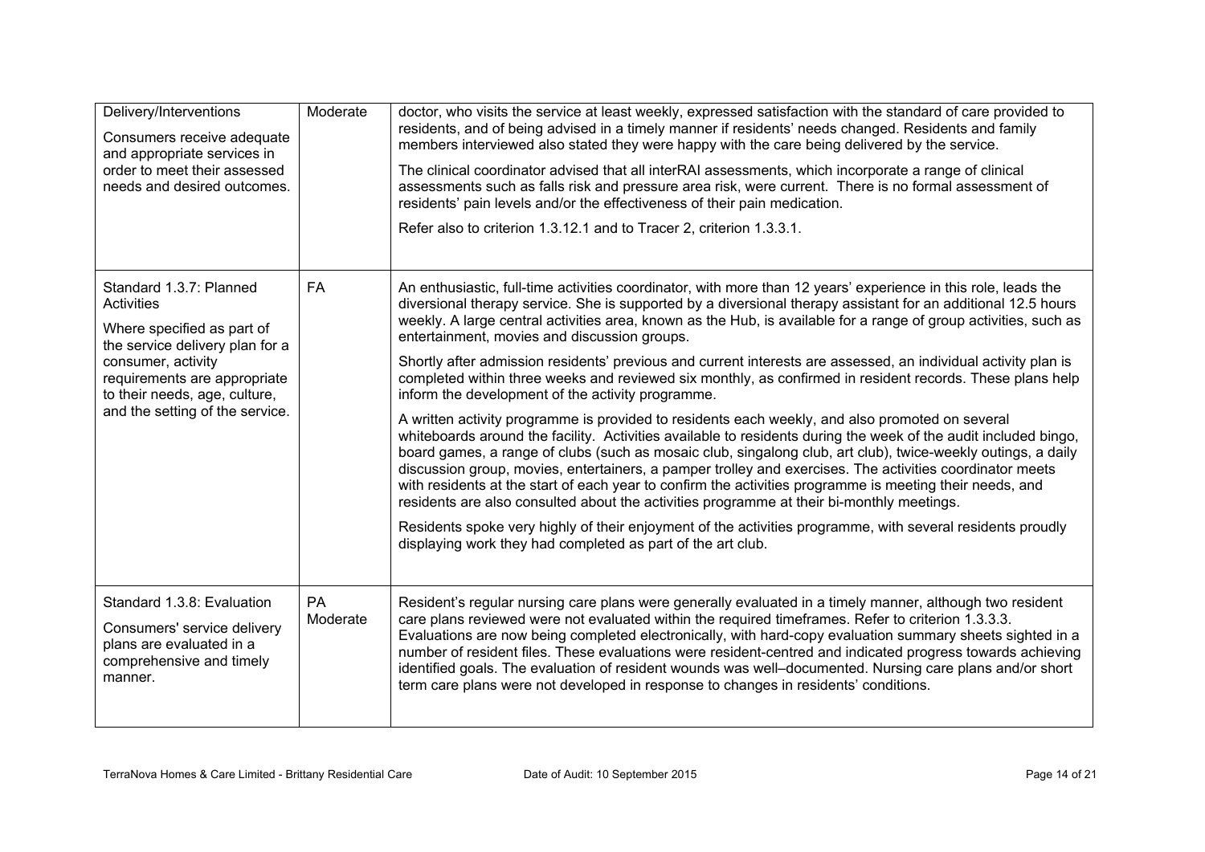| | | |
|---|---|---|
| Delivery/Interventions<br><br>Consumers receive adequate and appropriate services in order to meet their assessed needs and desired outcomes. | Moderate | doctor, who visits the service at least weekly, expressed satisfaction with the standard of care provided to residents, and of being advised in a timely manner if residents' needs changed. Residents and family members interviewed also stated they were happy with the care being delivered by the service.<br><br>The clinical coordinator advised that all interRAI assessments, which incorporate a range of clinical assessments such as falls risk and pressure area risk, were current. There is no formal assessment of residents' pain levels and/or the effectiveness of their pain medication.<br><br>Refer also to criterion 1.3.12.1 and to Tracer 2, criterion 1.3.3.1. |
| Standard 1.3.7: Planned Activities<br><br>Where specified as part of the service delivery plan for a consumer, activity requirements are appropriate to their needs, age, culture, and the setting of the service. | FA | An enthusiastic, full-time activities coordinator, with more than 12 years' experience in this role, leads the diversional therapy service. She is supported by a diversional therapy assistant for an additional 12.5 hours weekly. A large central activities area, known as the Hub, is available for a range of group activities, such as entertainment, movies and discussion groups.<br><br>Shortly after admission residents' previous and current interests are assessed, an individual activity plan is completed within three weeks and reviewed six monthly, as confirmed in resident records. These plans help inform the development of the activity programme.<br><br>A written activity programme is provided to residents each weekly, and also promoted on several whiteboards around the facility. Activities available to residents during the week of the audit included bingo, board games, a range of clubs (such as mosaic club, singalong club, art club), twice-weekly outings, a daily discussion group, movies, entertainers, a pamper trolley and exercises. The activities coordinator meets with residents at the start of each year to confirm the activities programme is meeting their needs, and residents are also consulted about the activities programme at their bi-monthly meetings.<br><br>Residents spoke very highly of their enjoyment of the activities programme, with several residents proudly displaying work they had completed as part of the art club. |
| Standard 1.3.8: Evaluation<br><br>Consumers' service delivery plans are evaluated in a comprehensive and timely manner. | PA Moderate | Resident's regular nursing care plans were generally evaluated in a timely manner, although two resident care plans reviewed were not evaluated within the required timeframes. Refer to criterion 1.3.3.3. Evaluations are now being completed electronically, with hard-copy evaluation summary sheets sighted in a number of resident files. These evaluations were resident-centred and indicated progress towards achieving identified goals. The evaluation of resident wounds was well–documented. Nursing care plans and/or short term care plans were not developed in response to changes in residents' conditions. |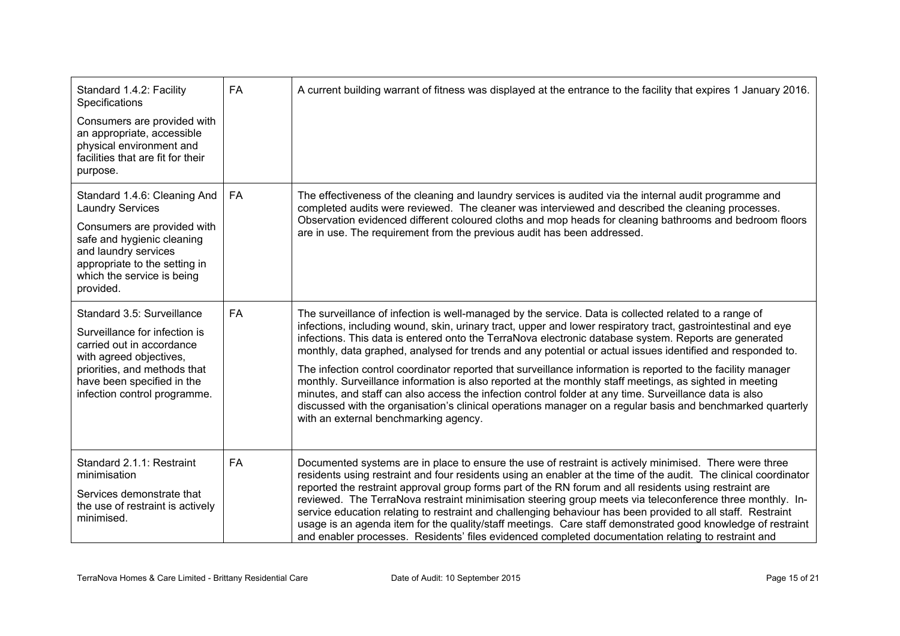| | | |
|---|---|---|
| Standard 1.4.2: Facility Specifications<br><br>Consumers are provided with an appropriate, accessible physical environment and facilities that are fit for their purpose. | FA | A current building warrant of fitness was displayed at the entrance to the facility that expires 1 January 2016. |
| Standard 1.4.6: Cleaning And Laundry Services<br><br>Consumers are provided with safe and hygienic cleaning and laundry services appropriate to the setting in which the service is being provided. | FA | The effectiveness of the cleaning and laundry services is audited via the internal audit programme and completed audits were reviewed. The cleaner was interviewed and described the cleaning processes. Observation evidenced different coloured cloths and mop heads for cleaning bathrooms and bedroom floors are in use. The requirement from the previous audit has been addressed. |
| Standard 3.5: Surveillance<br><br>Surveillance for infection is carried out in accordance with agreed objectives, priorities, and methods that have been specified in the infection control programme. | FA | The surveillance of infection is well-managed by the service. Data is collected related to a range of infections, including wound, skin, urinary tract, upper and lower respiratory tract, gastrointestinal and eye infections. This data is entered onto the TerraNova electronic database system. Reports are generated monthly, data graphed, analysed for trends and any potential or actual issues identified and responded to.<br><br>The infection control coordinator reported that surveillance information is reported to the facility manager monthly. Surveillance information is also reported at the monthly staff meetings, as sighted in meeting minutes, and staff can also access the infection control folder at any time. Surveillance data is also discussed with the organisation's clinical operations manager on a regular basis and benchmarked quarterly with an external benchmarking agency. |
| Standard 2.1.1: Restraint minimisation<br><br>Services demonstrate that the use of restraint is actively minimised. | FA | Documented systems are in place to ensure the use of restraint is actively minimised. There were three residents using restraint and four residents using an enabler at the time of the audit. The clinical coordinator reported the restraint approval group forms part of the RN forum and all residents using restraint are reviewed. The TerraNova restraint minimisation steering group meets via teleconference three monthly. In-service education relating to restraint and challenging behaviour has been provided to all staff. Restraint usage is an agenda item for the quality/staff meetings. Care staff demonstrated good knowledge of restraint and enabler processes. Residents' files evidenced completed documentation relating to restraint and |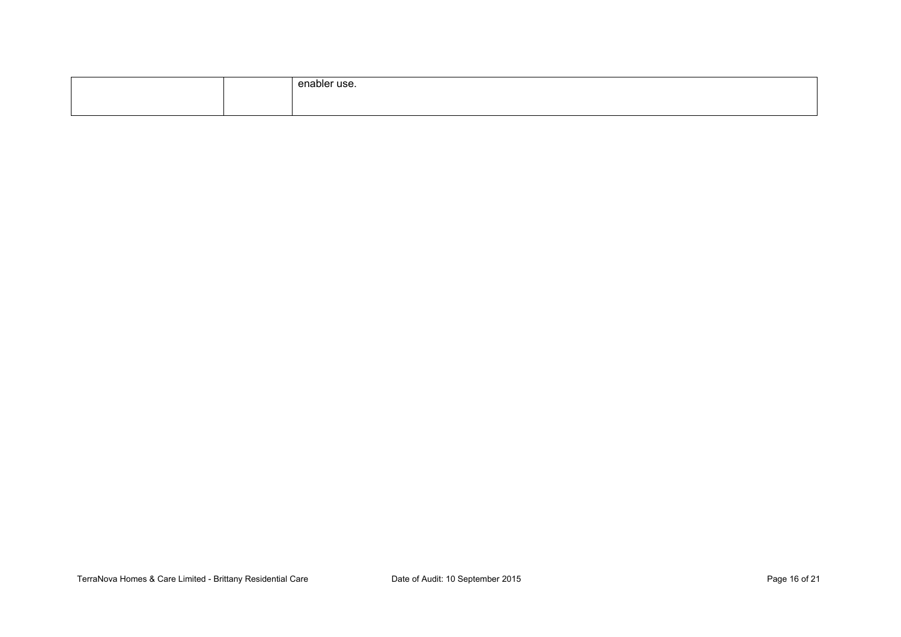|  |  |  |
|---|---|---|
|  |  | enabler use. |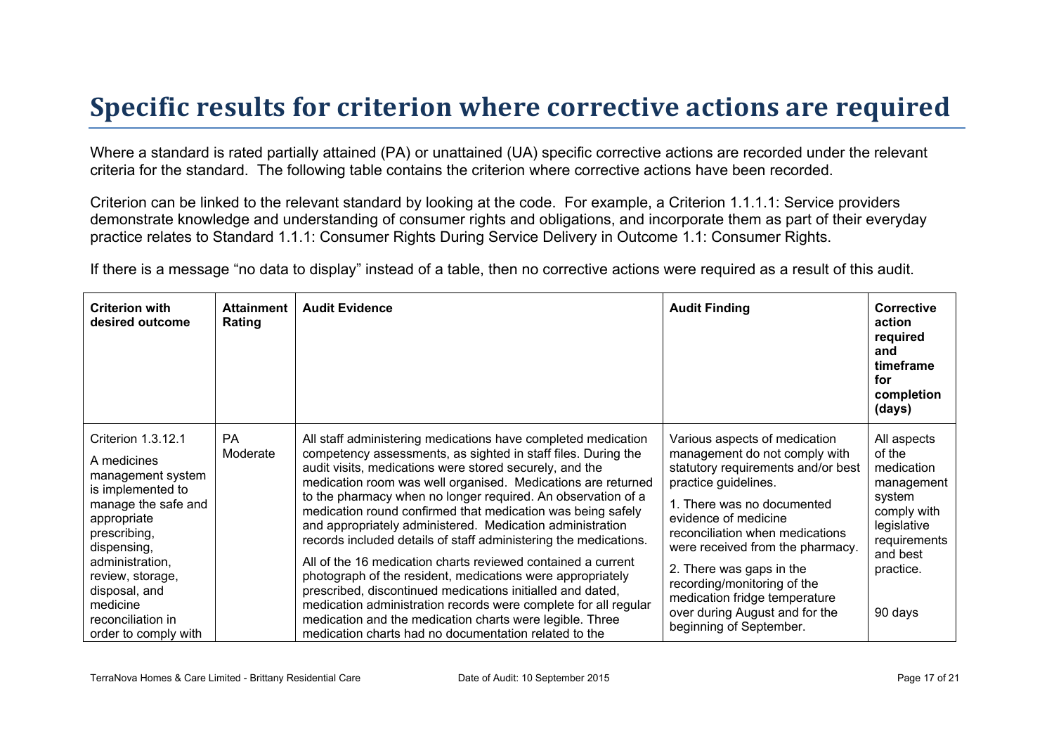# Specific results for criterion where corrective actions are required

Where a standard is rated partially attained (PA) or unattained (UA) specific corrective actions are recorded under the relevant criteria for the standard. The following table contains the criterion where corrective actions have been recorded.

Criterion can be linked to the relevant standard by looking at the code. For example, a Criterion 1.1.1.1: Service providers demonstrate knowledge and understanding of consumer rights and obligations, and incorporate them as part of their everyday practice relates to Standard 1.1.1: Consumer Rights During Service Delivery in Outcome 1.1: Consumer Rights.

If there is a message "no data to display" instead of a table, then no corrective actions were required as a result of this audit.

| Criterion with desired outcome | Attainment Rating | Audit Evidence | Audit Finding | Corrective action required and timeframe for completion (days) |
|---|---|---|---|---|
| Criterion 1.3.12.1<br><br>A medicines management system is implemented to manage the safe and appropriate prescribing, dispensing, administration, review, storage, disposal, and medicine reconciliation in order to comply with | PA Moderate | All staff administering medications have completed medication competency assessments, as sighted in staff files. During the audit visits, medications were stored securely, and the medication room was well organised. Medications are returned to the pharmacy when no longer required. An observation of a medication round confirmed that medication was being safely and appropriately administered. Medication administration records included details of staff administering the medications.<br><br>All of the 16 medication charts reviewed contained a current photograph of the resident, medications were appropriately prescribed, discontinued medications initialled and dated, medication administration records were complete for all regular medication and the medication charts were legible. Three medication charts had no documentation related to the | Various aspects of medication management do not comply with statutory requirements and/or best practice guidelines.<br><br>1. There was no documented evidence of medicine reconciliation when medications were received from the pharmacy.<br><br>2. There was gaps in the recording/monitoring of the medication fridge temperature over during August and for the beginning of September. | All aspects of the medication management system comply with legislative requirements and best practice.<br><br>90 days |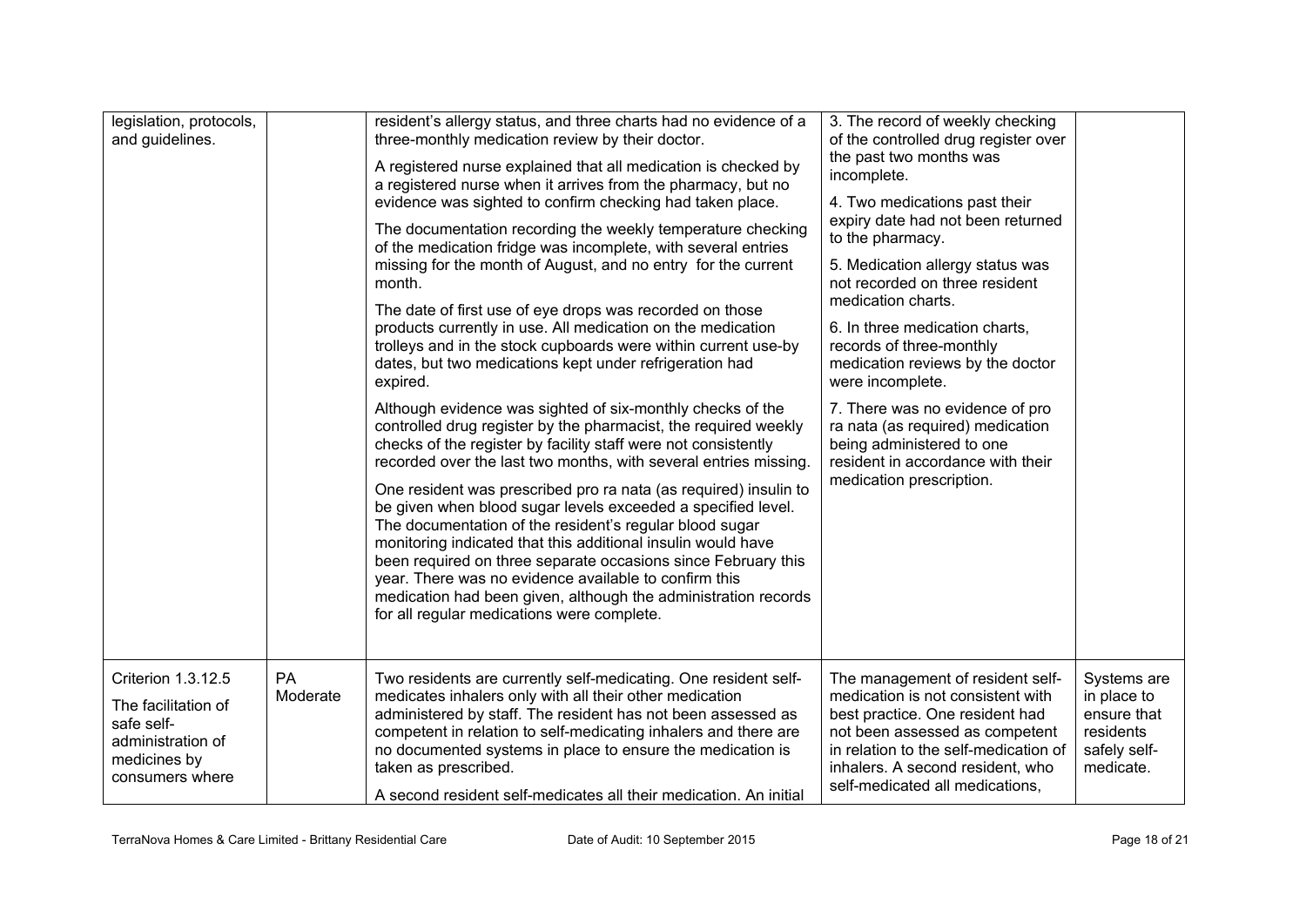| | | | | |
|---|---|---|---|---|
| legislation, protocols, and guidelines. | | resident's allergy status, and three charts had no evidence of a three-monthly medication review by their doctor.<br><br>A registered nurse explained that all medication is checked by a registered nurse when it arrives from the pharmacy, but no evidence was sighted to confirm checking had taken place.<br><br>The documentation recording the weekly temperature checking of the medication fridge was incomplete, with several entries missing for the month of August, and no entry for the current month.<br><br>The date of first use of eye drops was recorded on those products currently in use. All medication on the medication trolleys and in the stock cupboards were within current use-by dates, but two medications kept under refrigeration had expired.<br><br>Although evidence was sighted of six-monthly checks of the controlled drug register by the pharmacist, the required weekly checks of the register by facility staff were not consistently recorded over the last two months, with several entries missing.<br><br>One resident was prescribed pro ra nata (as required) insulin to be given when blood sugar levels exceeded a specified level. The documentation of the resident's regular blood sugar monitoring indicated that this additional insulin would have been required on three separate occasions since February this year. There was no evidence available to confirm this medication had been given, although the administration records for all regular medications were complete. | 3. The record of weekly checking of the controlled drug register over the past two months was incomplete.<br><br>4. Two medications past their expiry date had not been returned to the pharmacy.<br><br>5. Medication allergy status was not recorded on three resident medication charts.<br><br>6. In three medication charts, records of three-monthly medication reviews by the doctor were incomplete.<br><br>7. There was no evidence of pro ra nata (as required) medication being administered to one resident in accordance with their medication prescription. | |
| Criterion 1.3.12.5<br><br>The facilitation of safe self-administration of medicines by consumers where | PA Moderate | Two residents are currently self-medicating. One resident self-medicates inhalers only with all their other medication administered by staff. The resident has not been assessed as competent in relation to self-medicating inhalers and there are no documented systems in place to ensure the medication is taken as prescribed.<br><br>A second resident self-medicates all their medication. An initial | The management of resident self-medication is not consistent with best practice. One resident had not been assessed as competent in relation to the self-medication of inhalers. A second resident, who self-medicated all medications, | Systems are in place to ensure that residents safely self-medicate. |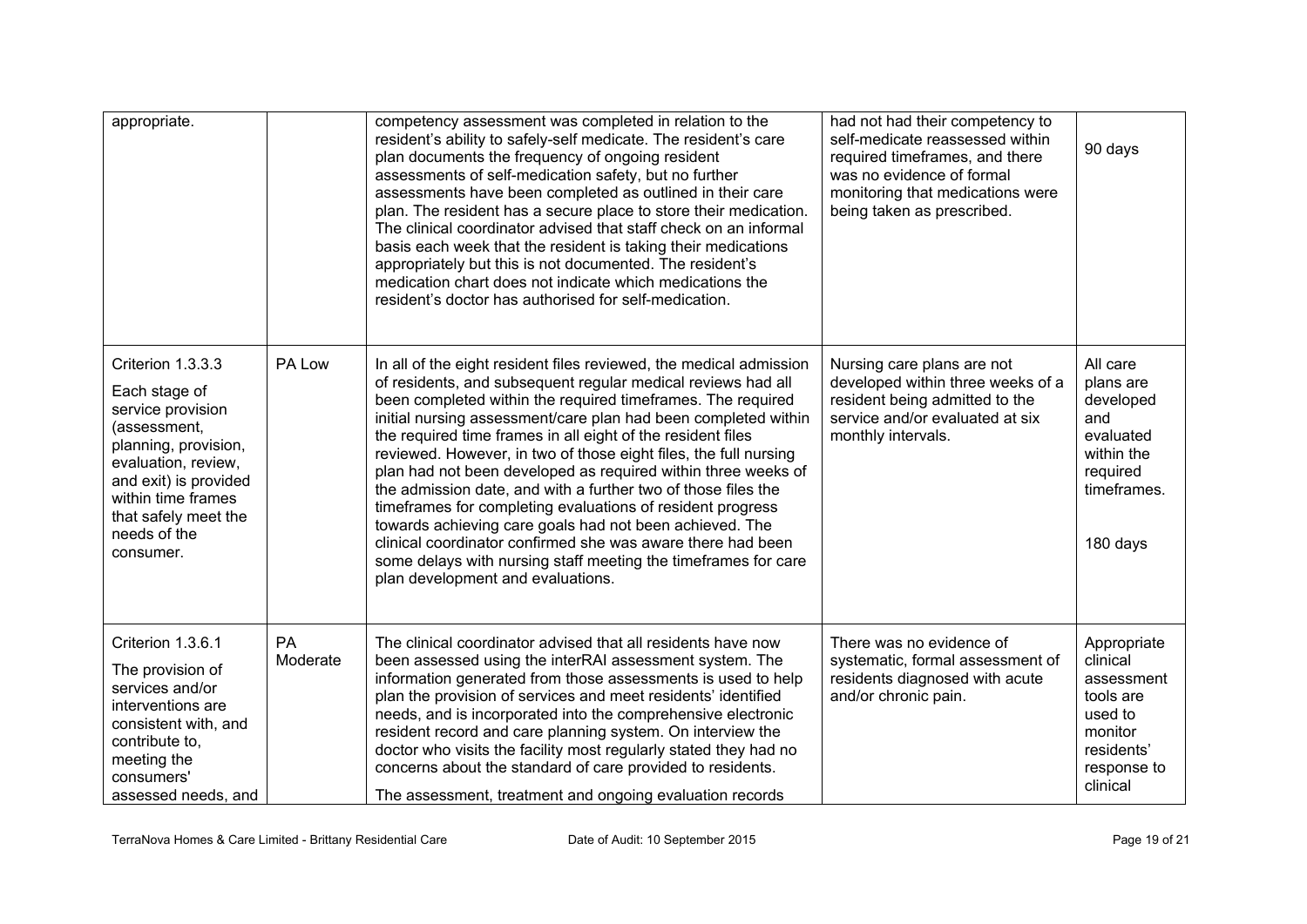| | | | | |
|---|---|---|---|---|
| appropriate. | | competency assessment was completed in relation to the resident's ability to safely-self medicate. The resident's care plan documents the frequency of ongoing resident assessments of self-medication safety, but no further assessments have been completed as outlined in their care plan. The resident has a secure place to store their medication. The clinical coordinator advised that staff check on an informal basis each week that the resident is taking their medications appropriately but this is not documented. The resident's medication chart does not indicate which medications the resident's doctor has authorised for self-medication. | had not had their competency to self-medicate reassessed within required timeframes, and there was no evidence of formal monitoring that medications were being taken as prescribed. | 90 days |
| Criterion 1.3.3.3<br><br>Each stage of service provision (assessment, planning, provision, evaluation, review, and exit) is provided within time frames that safely meet the needs of the consumer. | PA Low | In all of the eight resident files reviewed, the medical admission of residents, and subsequent regular medical reviews had all been completed within the required timeframes. The required initial nursing assessment/care plan had been completed within the required time frames in all eight of the resident files reviewed. However, in two of those eight files, the full nursing plan had not been developed as required within three weeks of the admission date, and with a further two of those files the timeframes for completing evaluations of resident progress towards achieving care goals had not been achieved. The clinical coordinator confirmed she was aware there had been some delays with nursing staff meeting the timeframes for care plan development and evaluations. | Nursing care plans are not developed within three weeks of a resident being admitted to the service and/or evaluated at six monthly intervals. | All care plans are developed and evaluated within the required timeframes.<br><br>180 days |
| Criterion 1.3.6.1<br><br>The provision of services and/or interventions are consistent with, and contribute to, meeting the consumers' assessed needs, and | PA Moderate | The clinical coordinator advised that all residents have now been assessed using the interRAI assessment system. The information generated from those assessments is used to help plan the provision of services and meet residents' identified needs, and is incorporated into the comprehensive electronic resident record and care planning system. On interview the doctor who visits the facility most regularly stated they had no concerns about the standard of care provided to residents.<br><br>The assessment, treatment and ongoing evaluation records | There was no evidence of systematic, formal assessment of residents diagnosed with acute and/or chronic pain. | Appropriate clinical assessment tools are used to monitor residents' response to clinical |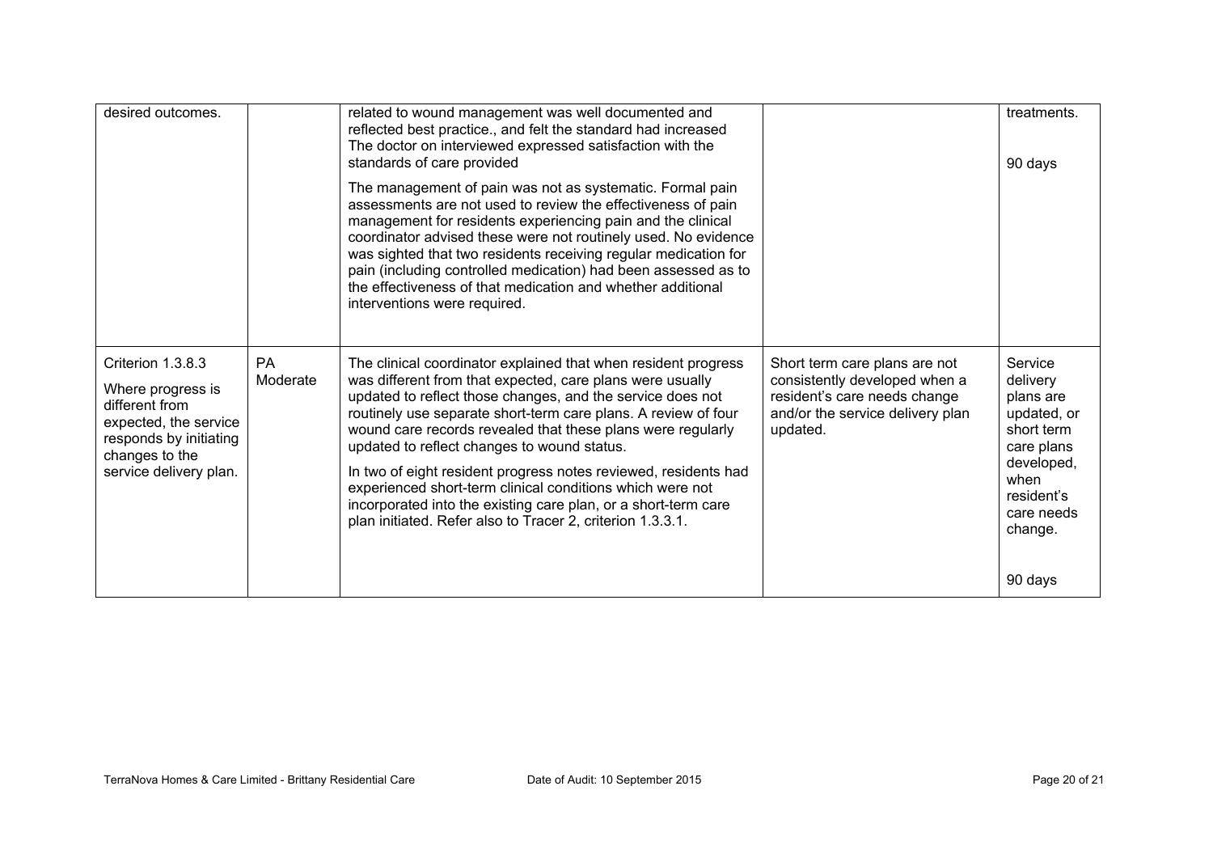| | | | | |
|---|---|---|---|---|
| desired outcomes. | | related to wound management was well documented and reflected best practice., and felt the standard had increased The doctor on interviewed expressed satisfaction with the standards of care provided<br><br>The management of pain was not as systematic. Formal pain assessments are not used to review the effectiveness of pain management for residents experiencing pain and the clinical coordinator advised these were not routinely used. No evidence was sighted that two residents receiving regular medication for pain (including controlled medication) had been assessed as to the effectiveness of that medication and whether additional interventions were required. | | treatments.<br><br>90 days |
| Criterion 1.3.8.3<br><br>Where progress is different from expected, the service responds by initiating changes to the service delivery plan. | PA Moderate | The clinical coordinator explained that when resident progress was different from that expected, care plans were usually updated to reflect those changes, and the service does not routinely use separate short-term care plans. A review of four wound care records revealed that these plans were regularly updated to reflect changes to wound status.<br><br>In two of eight resident progress notes reviewed, residents had experienced short-term clinical conditions which were not incorporated into the existing care plan, or a short-term care plan initiated. Refer also to Tracer 2, criterion 1.3.3.1. | Short term care plans are not consistently developed when a resident's care needs change and/or the service delivery plan updated. | Service delivery plans are updated, or short term care plans developed, when resident's care needs change.<br><br>90 days |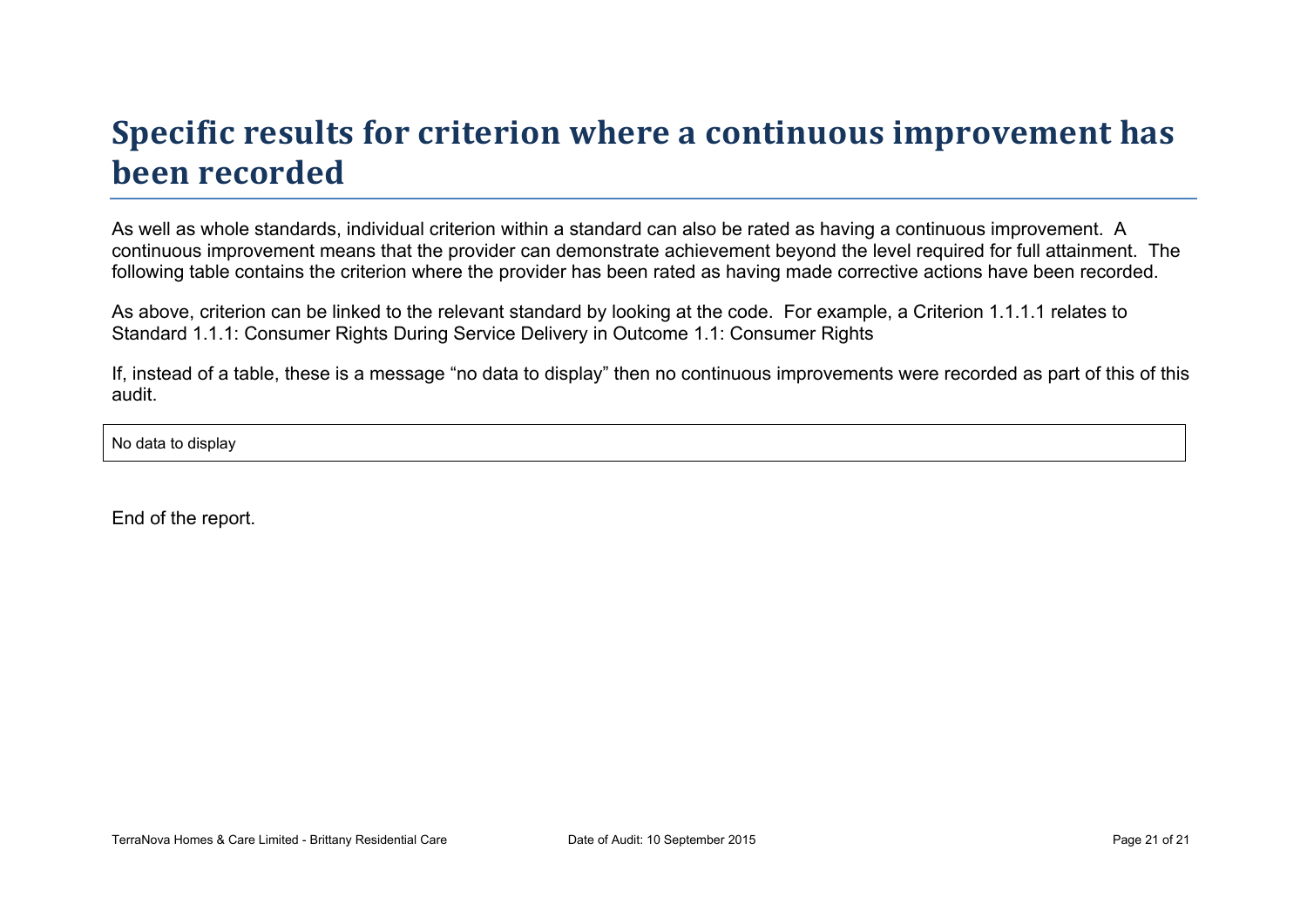# Specific results for criterion where a continuous improvement has been recorded

As well as whole standards, individual criterion within a standard can also be rated as having a continuous improvement. A continuous improvement means that the provider can demonstrate achievement beyond the level required for full attainment. The following table contains the criterion where the provider has been rated as having made corrective actions have been recorded.

As above, criterion can be linked to the relevant standard by looking at the code. For example, a Criterion 1.1.1.1 relates to Standard 1.1.1: Consumer Rights During Service Delivery in Outcome 1.1: Consumer Rights

If, instead of a table, these is a message "no data to display" then no continuous improvements were recorded as part of this of this audit.

| |
|---|
| No data to display |

End of the report.